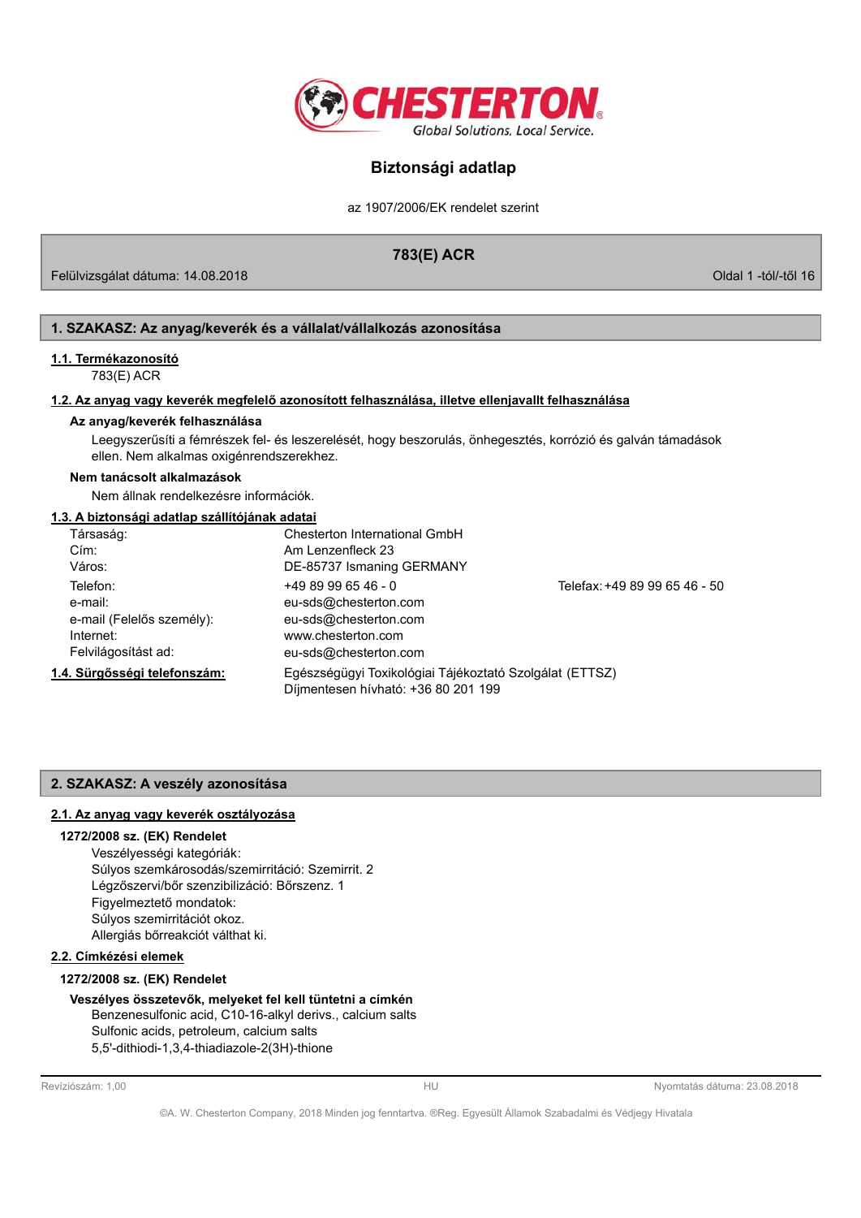# Biztonsági adatlap

az 1907/2006/EK rendelet szerint

## 783(E) ACR

Felülvizsgálat dátuma: 14.08.2018

## 1. SZAKASZ: Az anyag/keverék és a vállalat/vállalkozás azonosítása

### 1.1. Termékazonosító

783(E) ACR

### 1.2. Az anyag vagy keverék megfelelő azonosított felhasználása, illetve ellenjavallt felhasználása

**Az anyag/keverék felhasználása**

Leegyszerűsíti a fémrészek fel- és leszerelését, hogy beszorulás, önhegesztés, korrózió és galván támadások ellen. Nem alkalmas oxigénrendszerekhez.

**Nem tanácsolt alkalmazások**

Nem állnak rendelkezésre információk.

### 1.3. A biztonsági adatlap szállítójának adatai

| | | |
|---|---|---|
| Társaság: | Chesterton International GmbH | |
| Cím: | Am Lenzenfleck 23 | |
| Város: | DE-85737 Ismaning GERMANY | |
| Telefon: | +49 89 99 65 46 - 0 | Telefax: +49 89 99 65 46 - 50 |
| e-mail: | eu-sds@chesterton.com | |
| e-mail (Felelős személy): | eu-sds@chesterton.com | |
| Internet: | www.chesterton.com | |
| Felvilágosítást ad: | eu-sds@chesterton.com | |

### 1.4. Sürgősségi telefonszám:

Egészségügyi Toxikológiai Tájékoztató Szolgálat (ETTSZ)
Díjmentesen hívható: +36 80 201 199

## 2. SZAKASZ: A veszély azonosítása

### 2.1. Az anyag vagy keverék osztályozása

**1272/2008 sz. (EK) Rendelet**

Veszélyességi kategóriák:
Súlyos szemkárosodás/szemirritáció: Szemirrit. 2
Légzőszervi/bőr szenzibilizáció: Bőrszenz. 1
Figyelmeztető mondatok:
Súlyos szemirritációt okoz.
Allergiás bőrreakciót válthat ki.

### 2.2. Címkézési elemek

**1272/2008 sz. (EK) Rendelet**

**Veszélyes összetevők, melyeket fel kell tüntetni a címkén**

Benzenesulfonic acid, C10-16-alkyl derivs., calcium salts
Sulfonic acids, petroleum, calcium salts
5,5'-dithiodi-1,3,4-thiadiazole-2(3H)-thione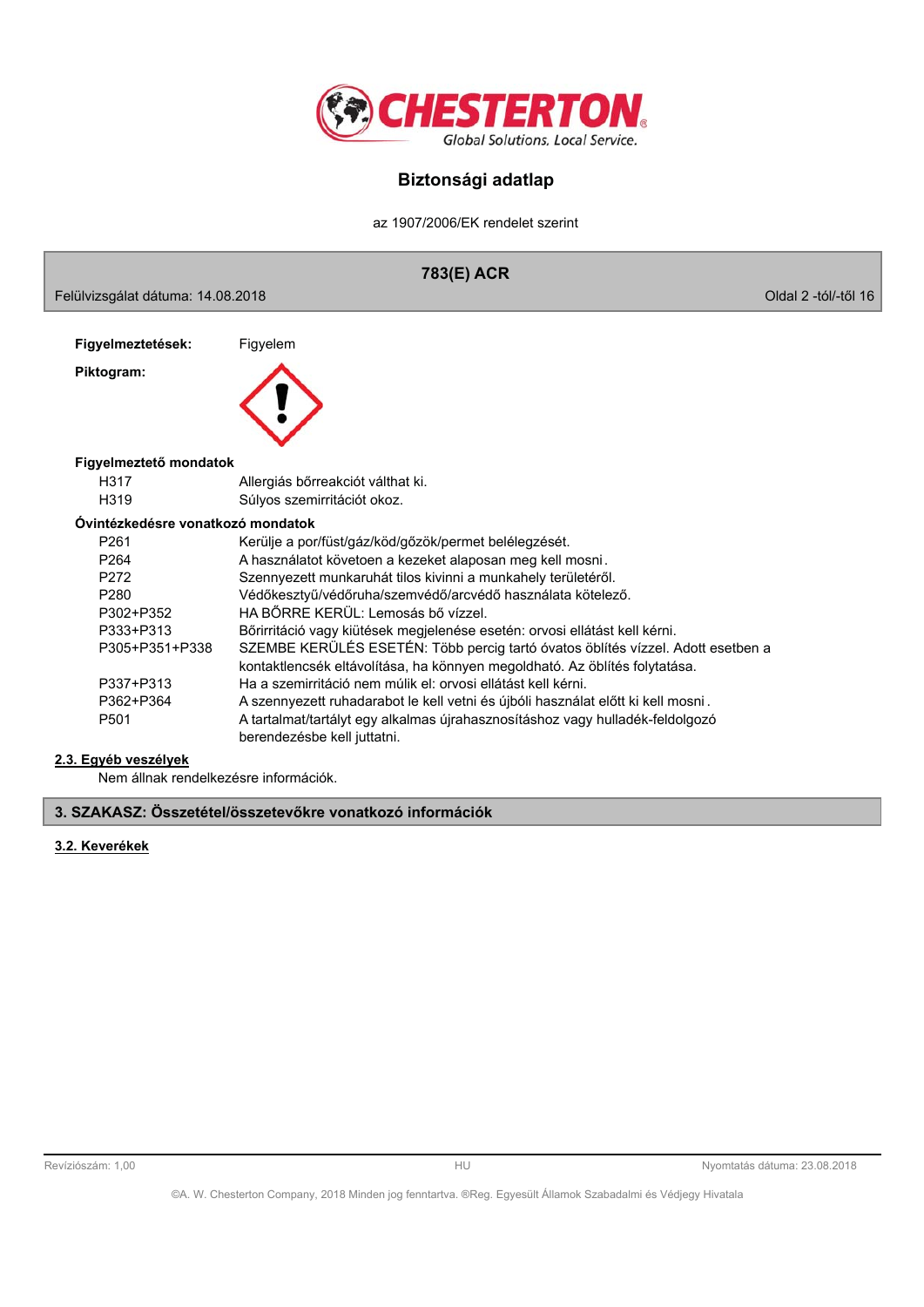**Figyelmeztetések:** Figyelem

**Piktogram:**

**Figyelmeztető mondatok**

| | |
|---|---|
| H317 | Allergiás bőrreakciót válthat ki. |
| H319 | Súlyos szemirritációt okoz. |

**Óvintézkedésre vonatkozó mondatok**

| | |
|---|---|
| P261 | Kerülje a por/füst/gáz/köd/gőzök/permet belélegzését. |
| P264 | A használatot követően a kezeket alaposan meg kell mosni. |
| P272 | Szennyezett munkaruhát tilos kivinni a munkahely területéről. |
| P280 | Védőkesztyű/védőruha/szemvédő/arcvédő használata kötelező. |
| P302+P352 | HA BŐRRE KERÜL: Lemosás bő vízzel. |
| P333+P313 | Bőrirritáció vagy kiütések megjelenése esetén: orvosi ellátást kell kérni. |
| P305+P351+P338 | SZEMBE KERÜLÉS ESETÉN: Több percig tartó óvatos öblítés vízzel. Adott esetben a kontaktlencsék eltávolítása, ha könnyen megoldható. Az öblítés folytatása. |
| P337+P313 | Ha a szemirritáció nem múlik el: orvosi ellátást kell kérni. |
| P362+P364 | A szennyezett ruhadarabot le kell vetni és újbóli használat előtt ki kell mosni. |
| P501 | A tartalmat/tartályt egy alkalmas újrahasznosításhoz vagy hulladék-feldolgozó berendezésbe kell juttatni. |

### 2.3. Egyéb veszélyek

Nem állnak rendelkezésre információk.

## 3. SZAKASZ: Összetétel/összetevőkre vonatkozó információk

### 3.2. Keverékek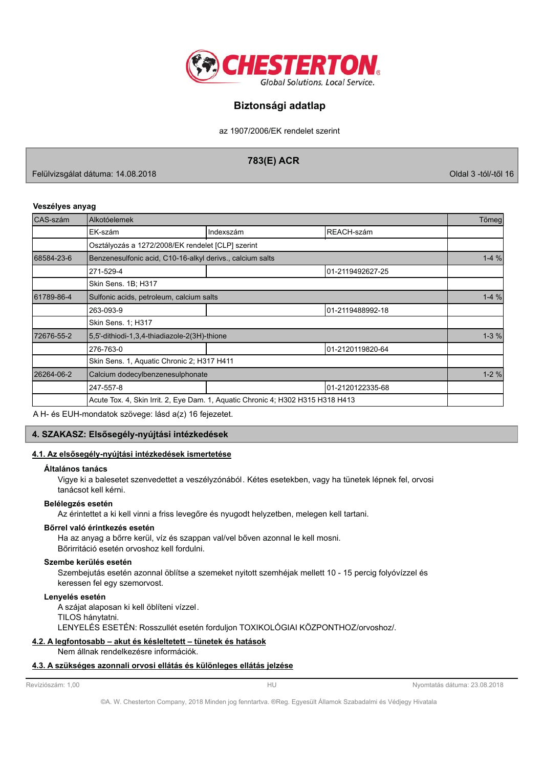**Veszélyes anyag**

| CAS-szám | Alkotóelemek | | | Tömeg |
|---|---|---|---|---|
| | EK-szám | Indexszám | REACH-szám | |
| | Osztályozás a 1272/2008/EK rendelet [CLP] szerint | | | |
| 68584-23-6 | Benzenesulfonic acid, C10-16-alkyl derivs., calcium salts | | | 1-4 % |
| | 271-529-4 | | 01-2119492627-25 | |
| | Skin Sens. 1B; H317 | | | |
| 61789-86-4 | Sulfonic acids, petroleum, calcium salts | | | 1-4 % |
| | 263-093-9 | | 01-2119488992-18 | |
| | Skin Sens. 1; H317 | | | |
| 72676-55-2 | 5,5'-dithiodi-1,3,4-thiadiazole-2(3H)-thione | | | 1-3 % |
| | 276-763-0 | | 01-2120119820-64 | |
| | Skin Sens. 1, Aquatic Chronic 2; H317 H411 | | | |
| 26264-06-2 | Calcium dodecylbenzenesulphonate | | | 1-2 % |
| | 247-557-8 | | 01-2120122335-68 | |
| | Acute Tox. 4, Skin Irrit. 2, Eye Dam. 1, Aquatic Chronic 4; H302 H315 H318 H413 | | | |

A H- és EUH-mondatok szövege: lásd a(z) 16 fejezetet.

## 4. SZAKASZ: Elsősegély-nyújtási intézkedések

### 4.1. Az elsősegély-nyújtási intézkedések ismertetése

**Általános tanács**

Vigye ki a balesetet szenvedettet a veszélyzónából. Kétes esetekben, vagy ha tünetek lépnek fel, orvosi tanácsot kell kérni.

**Belélegzés esetén**

Az érintettet a ki kell vinni a friss levegőre és nyugodt helyzetben, melegen kell tartani.

**Bőrrel való érintkezés esetén**

Ha az anyag a bőrre kerül, víz és szappan val/vel bőven azonnal le kell mosni.
Bőrirritáció esetén orvoshoz kell fordulni.

**Szembe kerülés esetén**

Szembejutás esetén azonnal öblítse a szemeket nyitott szemhéjak mellett 10 - 15 percig folyóvízzel és keressen fel egy szemorvost.

**Lenyelés esetén**

A szájat alaposan ki kell öblíteni vízzel.
TILOS hánytatni.
LENYELÉS ESETÉN: Rosszullét esetén forduljon TOXIKOLÓGIAI KÖZPONTHOZ/orvoshoz/.

### 4.2. A legfontosabb – akut és késleltetett – tünetek és hatások

Nem állnak rendelkezésre információk.

### 4.3. A szükséges azonnali orvosi ellátás és különleges ellátás jelzése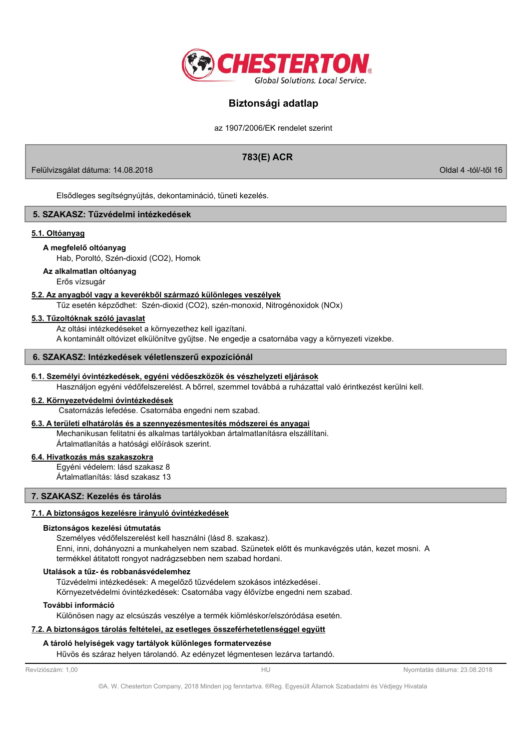Elsődleges segítségnyújtás, dekontamináció, tüneti kezelés.

## 5. SZAKASZ: Tűzvédelmi intézkedések

### 5.1. Oltóanyag

**A megfelelő oltóanyag**

Hab, Poroltó, Szén-dioxid ($CO_2$), Homok

**Az alkalmatlan oltóanyag**

Erős vízsugár

### 5.2. Az anyagból vagy a keverékből származó különleges veszélyek

Tűz esetén képződhet: Szén-dioxid ($CO_2$), szén-monoxid, Nitrogénoxidok ($NO_x$)

### 5.3. Tűzoltóknak szóló javaslat

Az oltási intézkedéseket a környezethez kell igazítani.
A kontaminált oltóvizet elkülönítve gyűjtse. Ne engedje a csatornába vagy a környezeti vizekbe.

## 6. SZAKASZ: Intézkedések véletlenszerű expozíciónál

### 6.1. Személyi óvintézkedések, egyéni védőeszközök és vészhelyzeti eljárások

Használjon egyéni védőfelszerelést. A bőrrel, szemmel továbbá a ruházattal való érintkezést kerülni kell.

### 6.2. Környezetvédelmi óvintézkedések

Csatornázás lefedése. Csatornába engedni nem szabad.

### 6.3. A területi elhatárolás és a szennyezésmentesítés módszerei és anyagai

Mechanikusan felitatni és alkalmas tartályokban ártalmatlanításra elszállítani.
Ártalmatlanítás a hatósági előírások szerint.

### 6.4. Hivatkozás más szakaszokra

Egyéni védelem: lásd szakasz 8
Ártalmatlanítás: lásd szakasz 13

## 7. SZAKASZ: Kezelés és tárolás

### 7.1. A biztonságos kezelésre irányuló óvintézkedések

**Biztonságos kezelési útmutatás**

Személyes védőfelszerelést kell használni (lásd 8. szakasz).
Enni, inni, dohányozni a munkahelyen nem szabad. Szünetek előtt és munkavégzés után, kezet mosni. A termékkel átitatott rongyot nadrágzsebben nem szabad hordani.

**Utalások a tűz- és robbanásvédelemhez**

Tűzvédelmi intézkedések: A megelőző tűzvédelem szokásos intézkedései.
Környezetvédelmi óvintézkedések: Csatornába vagy élővízbe engedni nem szabad.

**További információ**

Különösen nagy az elcsúszás veszélye a termék kiömléskor/elszóródása esetén.

### 7.2. A biztonságos tárolás feltételei, az esetleges összeférhetetlenséggel együtt

**A tároló helyiségek vagy tartályok különleges formatervezése**

Hűvös és száraz helyen tárolandó. Az edényzet légmentesen lezárva tartandó.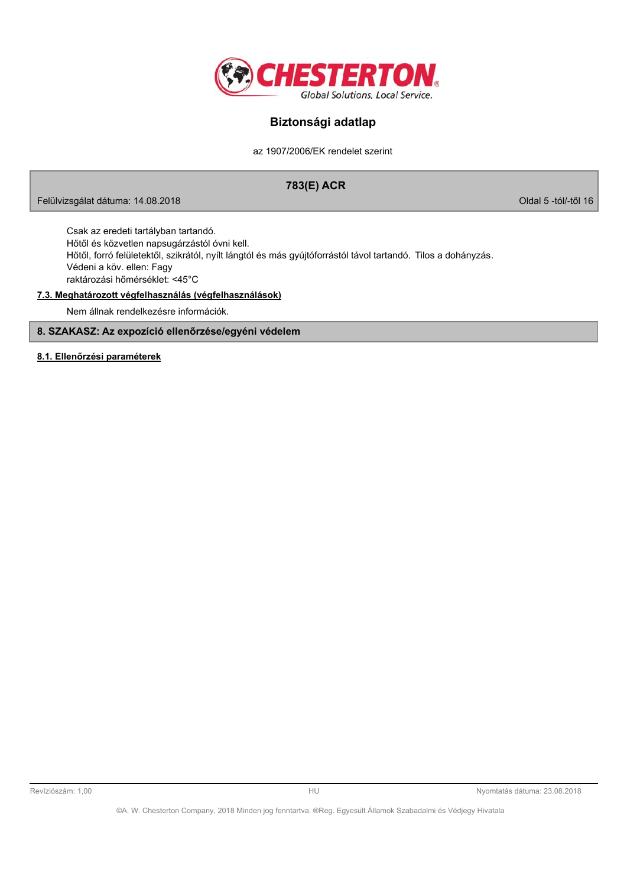Csak az eredeti tartályban tartandó.
Hőtől és közvetlen napsugárzástól óvni kell.
Hőtől, forró felületektől, szikrától, nyílt lángtól és más gyújtóforrástól távol tartandó. Tilos a dohányzás.
Védeni a köv. ellen: Fagy
raktározási hőmérséklet: <45°C

### 7.3. Meghatározott végfelhasználás (végfelhasználások)

Nem állnak rendelkezésre információk.

## 8. SZAKASZ: Az expozíció ellenőrzése/egyéni védelem

### 8.1. Ellenőrzési paraméterek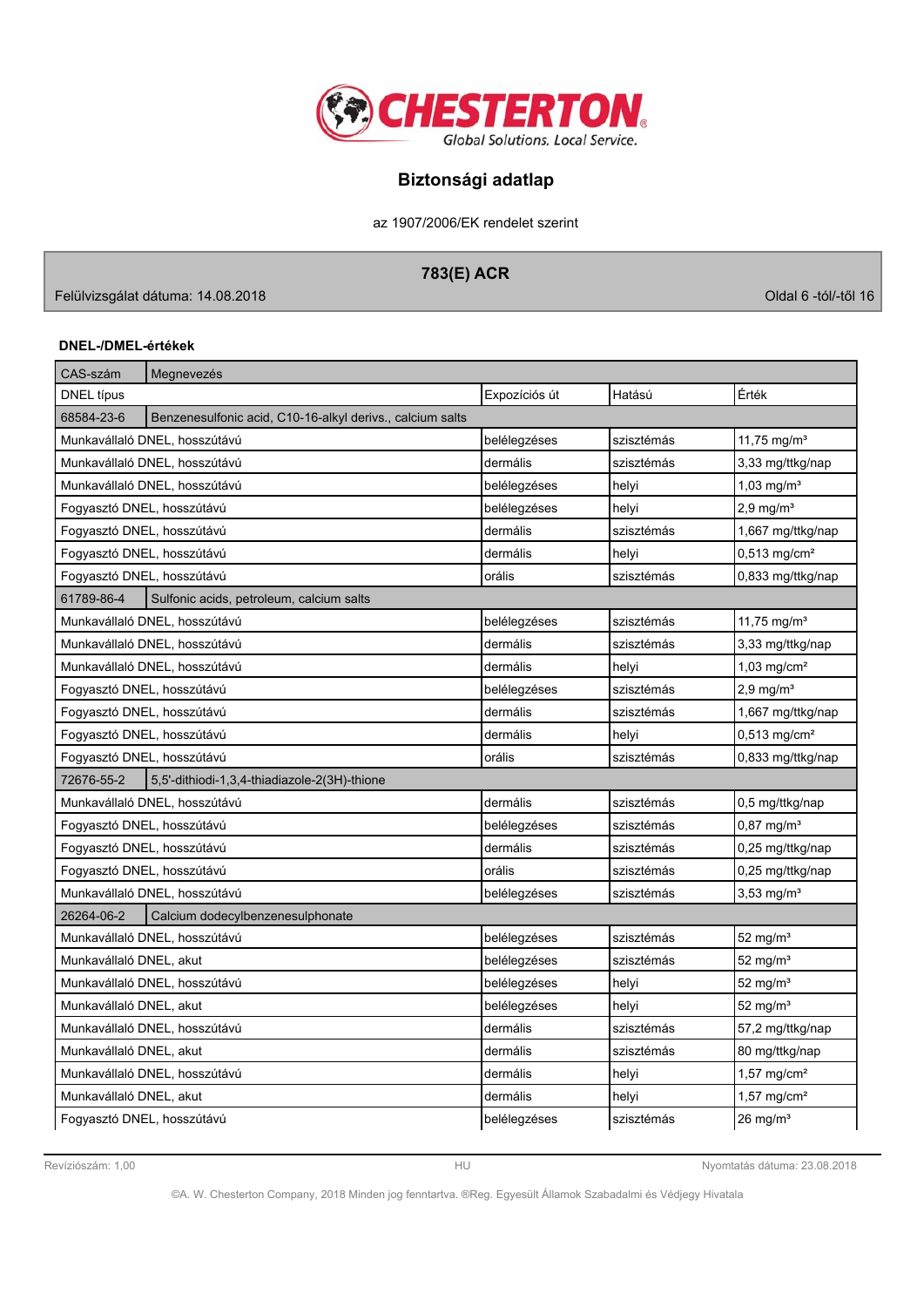**DNEL-/DMEL-értékek**

| CAS-szám | Megnevezés | | | |
|---|---|---|---|---|
| DNEL típus | | Expozíciós út | Hatású | Érték |
| 68584-23-6 | Benzenesulfonic acid, C10-16-alkyl derivs., calcium salts | | | |
| Munkavállaló DNEL, hosszútávú | | belélegzéses | szisztémás | 11,75 mg/m³ |
| Munkavállaló DNEL, hosszútávú | | dermális | szisztémás | 3,33 mg/ttkg/nap |
| Munkavállaló DNEL, hosszútávú | | belélegzéses | helyi | 1,03 mg/m³ |
| Fogyasztó DNEL, hosszútávú | | belélegzéses | helyi | 2,9 mg/m³ |
| Fogyasztó DNEL, hosszútávú | | dermális | szisztémás | 1,667 mg/ttkg/nap |
| Fogyasztó DNEL, hosszútávú | | dermális | helyi | 0,513 mg/cm² |
| Fogyasztó DNEL, hosszútávú | | orális | szisztémás | 0,833 mg/ttkg/nap |
| 61789-86-4 | Sulfonic acids, petroleum, calcium salts | | | |
| Munkavállaló DNEL, hosszútávú | | belélegzéses | szisztémás | 11,75 mg/m³ |
| Munkavállaló DNEL, hosszútávú | | dermális | szisztémás | 3,33 mg/ttkg/nap |
| Munkavállaló DNEL, hosszútávú | | dermális | helyi | 1,03 mg/cm² |
| Fogyasztó DNEL, hosszútávú | | belélegzéses | szisztémás | 2,9 mg/m³ |
| Fogyasztó DNEL, hosszútávú | | dermális | szisztémás | 1,667 mg/ttkg/nap |
| Fogyasztó DNEL, hosszútávú | | dermális | helyi | 0,513 mg/cm² |
| Fogyasztó DNEL, hosszútávú | | orális | szisztémás | 0,833 mg/ttkg/nap |
| 72676-55-2 | 5,5'-dithiodi-1,3,4-thiadiazole-2(3H)-thione | | | |
| Munkavállaló DNEL, hosszútávú | | dermális | szisztémás | 0,5 mg/ttkg/nap |
| Fogyasztó DNEL, hosszútávú | | belélegzéses | szisztémás | 0,87 mg/m³ |
| Fogyasztó DNEL, hosszútávú | | dermális | szisztémás | 0,25 mg/ttkg/nap |
| Fogyasztó DNEL, hosszútávú | | orális | szisztémás | 0,25 mg/ttkg/nap |
| Munkavállaló DNEL, hosszútávú | | belélegzéses | szisztémás | 3,53 mg/m³ |
| 26264-06-2 | Calcium dodecylbenzenesulphonate | | | |
| Munkavállaló DNEL, hosszútávú | | belélegzéses | szisztémás | 52 mg/m³ |
| Munkavállaló DNEL, akut | | belélegzéses | szisztémás | 52 mg/m³ |
| Munkavállaló DNEL, hosszútávú | | belélegzéses | helyi | 52 mg/m³ |
| Munkavállaló DNEL, akut | | belélegzéses | helyi | 52 mg/m³ |
| Munkavállaló DNEL, hosszútávú | | dermális | szisztémás | 57,2 mg/ttkg/nap |
| Munkavállaló DNEL, akut | | dermális | szisztémás | 80 mg/ttkg/nap |
| Munkavállaló DNEL, hosszútávú | | dermális | helyi | 1,57 mg/cm² |
| Munkavállaló DNEL, akut | | dermális | helyi | 1,57 mg/cm² |
| Fogyasztó DNEL, hosszútávú | | belélegzéses | szisztémás | 26 mg/m³ |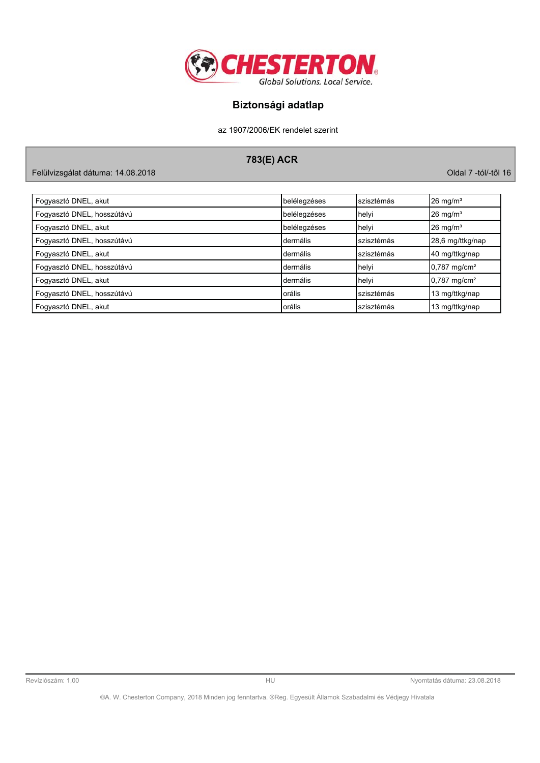| Fogyasztó DNEL, akut | belélegzéses | szisztémás | 26 mg/m³ |
|---|---|---|---|
| Fogyasztó DNEL, hosszútávú | belélegzéses | helyi | 26 mg/m³ |
| Fogyasztó DNEL, akut | belélegzéses | helyi | 26 mg/m³ |
| Fogyasztó DNEL, hosszútávú | dermális | szisztémás | 28,6 mg/ttkg/nap |
| Fogyasztó DNEL, akut | dermális | szisztémás | 40 mg/ttkg/nap |
| Fogyasztó DNEL, hosszútávú | dermális | helyi | 0,787 mg/cm² |
| Fogyasztó DNEL, akut | dermális | helyi | 0,787 mg/cm² |
| Fogyasztó DNEL, hosszútávú | orális | szisztémás | 13 mg/ttkg/nap |
| Fogyasztó DNEL, akut | orális | szisztémás | 13 mg/ttkg/nap |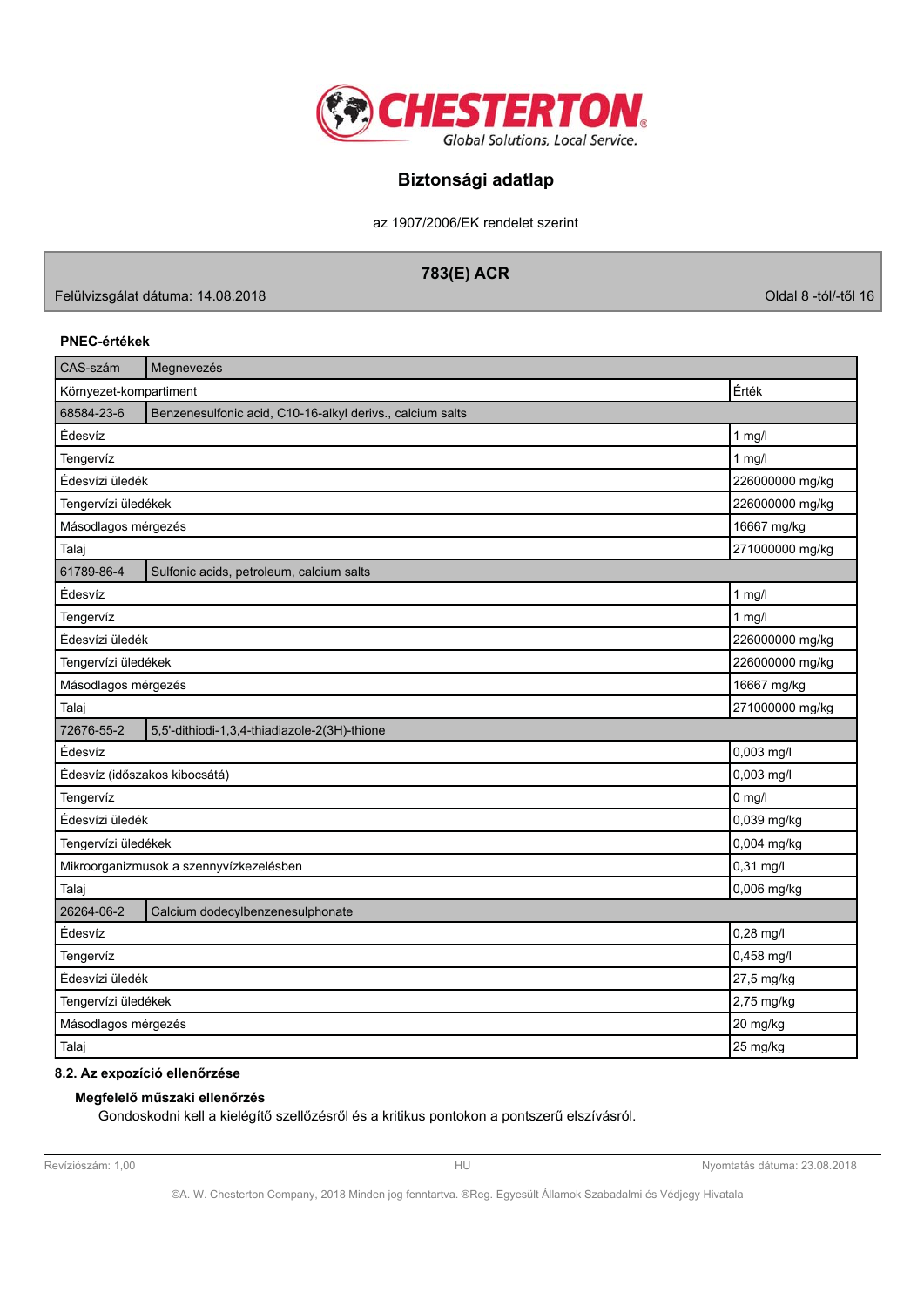#### PNEC-értékek

| CAS-szám | Megnevezés | |
|---|---|---|
| Környezet-kompartiment | | Érték |
| 68584-23-6 | Benzenesulfonic acid, C10-16-alkyl derivs., calcium salts | |
| Édesvíz | | 1 mg/l |
| Tengervíz | | 1 mg/l |
| Édesvízi üledék | | 226000000 mg/kg |
| Tengervízi üledékek | | 226000000 mg/kg |
| Másodlagos mérgezés | | 16667 mg/kg |
| Talaj | | 271000000 mg/kg |
| 61789-86-4 | Sulfonic acids, petroleum, calcium salts | |
| Édesvíz | | 1 mg/l |
| Tengervíz | | 1 mg/l |
| Édesvízi üledék | | 226000000 mg/kg |
| Tengervízi üledékek | | 226000000 mg/kg |
| Másodlagos mérgezés | | 16667 mg/kg |
| Talaj | | 271000000 mg/kg |
| 72676-55-2 | 5,5'-dithiodi-1,3,4-thiadiazole-2(3H)-thione | |
| Édesvíz | | 0,003 mg/l |
| Édesvíz (időszakos kibocsátá) | | 0,003 mg/l |
| Tengervíz | | 0 mg/l |
| Édesvízi üledék | | 0,039 mg/kg |
| Tengervízi üledékek | | 0,004 mg/kg |
| Mikroorganizmusok a szennyvízkezelésben | | 0,31 mg/l |
| Talaj | | 0,006 mg/kg |
| 26264-06-2 | Calcium dodecylbenzenesulphonate | |
| Édesvíz | | 0,28 mg/l |
| Tengervíz | | 0,458 mg/l |
| Édesvízi üledék | | 27,5 mg/kg |
| Tengervízi üledékek | | 2,75 mg/kg |
| Másodlagos mérgezés | | 20 mg/kg |
| Talaj | | 25 mg/kg |

### 8.2. Az expozíció ellenőrzése

#### Megfelelő műszaki ellenőrzés

Gondoskodni kell a kielégítő szellőzésről és a kritikus pontokon a pontszerű elszívásról.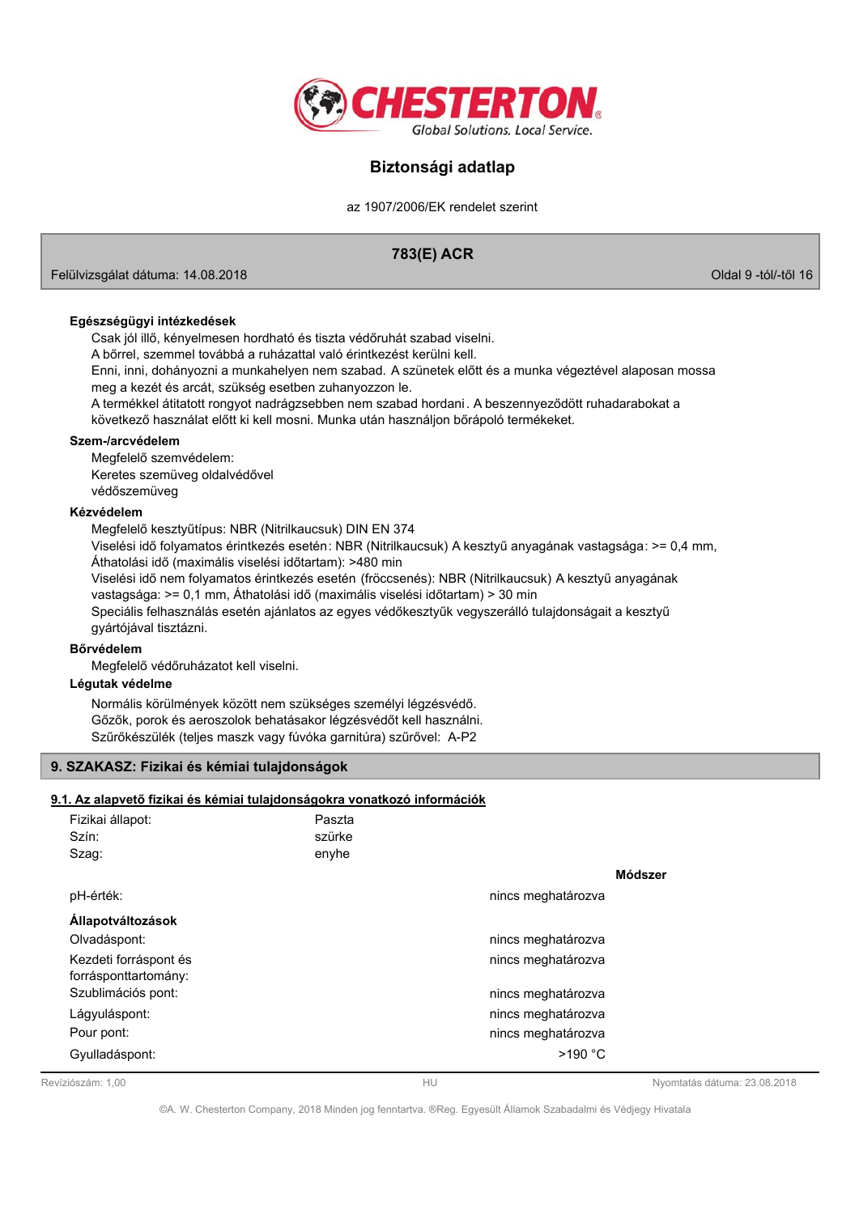**Egészségügyi intézkedések**

Csak jól illő, kényelmesen hordható és tiszta védőruhát szabad viselni.
A bőrrel, szemmel továbbá a ruházattal való érintkezést kerülni kell.
Enni, inni, dohányozni a munkahelyen nem szabad. A szünetek előtt és a munka végeztével alaposan mossa meg a kezét és arcát, szükség esetben zuhanyozzon le.
A termékkel átitatott rongyot nadrágzsebben nem szabad hordani. A beszennyeződött ruhadarabokat a következő használat előtt ki kell mosni. Munka után használjon bőrápoló termékeket.

**Szem-/arcvédelem**

Megfelelő szemvédelem:
Keretes szemüveg oldalvédővel
védőszemüveg

**Kézvédelem**

Megfelelő kesztyűtípus: NBR (Nitrilkaucsuk) DIN EN 374
Viselési idő folyamatos érintkezés esetén: NBR (Nitrilkaucsuk) A kesztyű anyagának vastagsága: >= 0,4 mm, Áthatolási idő (maximális viselési időtartam): >480 min
Viselési idő nem folyamatos érintkezés esetén (fröccsenés): NBR (Nitrilkaucsuk) A kesztyű anyagának vastagsága: >= 0,1 mm, Áthatolási idő (maximális viselési időtartam) > 30 min
Speciális felhasználás esetén ajánlatos az egyes védőkesztyűk vegyszerálló tulajdonságait a kesztyű gyártójával tisztázni.

**Bőrvédelem**

Megfelelő védőruházatot kell viselni.

**Légutak védelme**

Normális körülmények között nem szükséges személyi légzésvédő.
Gőzök, porok és aeroszolok behatásakor légzésvédőt kell használni.
Szűrőkészülék (teljes maszk vagy fúvóka garnitúra) szűrővel: A-P2

## 9. SZAKASZ: Fizikai és kémiai tulajdonságok

### 9.1. Az alapvető fizikai és kémiai tulajdonságokra vonatkozó információk

Fizikai állapot: Paszta
Szín: szürke
Szag: enyhe

| | | Módszer |
|---|---|---|
| pH-érték: | nincs meghatározva | |
| **Állapotváltozások** | | |
| Olvadáspont: | nincs meghatározva | |
| Kezdeti forráspont és forrásponttartomány: | nincs meghatározva | |
| Szublimációs pont: | nincs meghatározva | |
| Lágyuláspont: | nincs meghatározva | |
| Pour pont: | nincs meghatározva | |
| Gyulladáspont: | >190 °C | |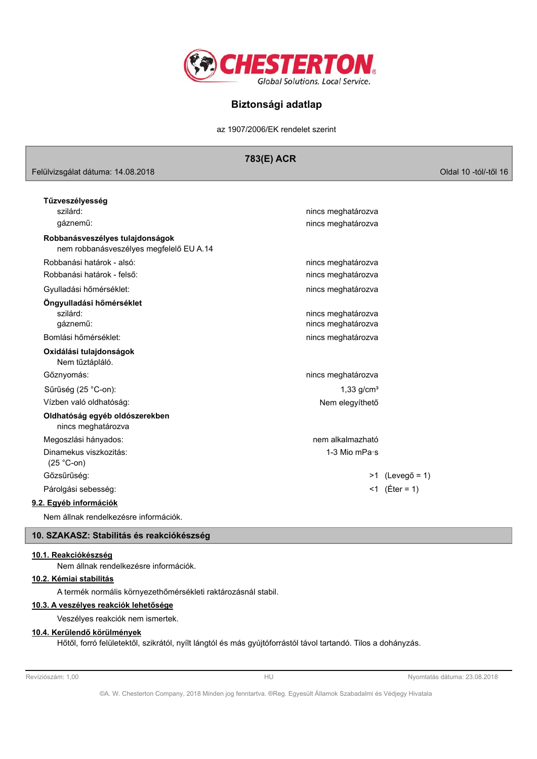**Tűzveszélyesség**

| | |
|---|---|
| szilárd: | nincs meghatározva |
| gáznemű: | nincs meghatározva |

**Robbanásveszélyes tulajdonságok**

nem robbanásveszélyes megfelelő EU A.14

| | |
|---|---|
| Robbanási határok - alsó: | nincs meghatározva |
| Robbanási határok - felső: | nincs meghatározva |
| Gyulladási hőmérséklet: | nincs meghatározva |

**Öngyulladási hőmérséklet**

| | |
|---|---|
| szilárd: | nincs meghatározva |
| gáznemű: | nincs meghatározva |
| Bomlási hőmérséklet: | nincs meghatározva |

**Oxidálási tulajdonságok**

Nem tűztápláló.

| | |
|---|---|
| Gőznyomás: | nincs meghatározva |
| Sűrűség (25 °C-on): | 1,33 g/cm³ |
| Vízben való oldhatóság: | Nem elegyíthető |

**Oldhatóság egyéb oldószerekben**

nincs meghatározva

| | |
|---|---|
| Megoszlási hányados: | nem alkalmazható |
| Dinamekus viszkozitás: (25 °C-on) | 1-3 Mio mPa·s |
| Gőzsűrűség: | >1 (Levegő = 1) |
| Párolgási sebesség: | <1 (Éter = 1) |

**9.2. Egyéb információk**

Nem állnak rendelkezésre információk.

## 10. SZAKASZ: Stabilitás és reakciókészség

**10.1. Reakciókészség**

Nem állnak rendelkezésre információk.

**10.2. Kémiai stabilitás**

A termék normális környezethőmérsékleti raktározásnál stabil.

**10.3. A veszélyes reakciók lehetősége**

Veszélyes reakciók nem ismertek.

**10.4. Kerülendő körülmények**

Hőtől, forró felületektől, szikrától, nyílt lángtól és más gyújtóforrástól távol tartandó. Tilos a dohányzás.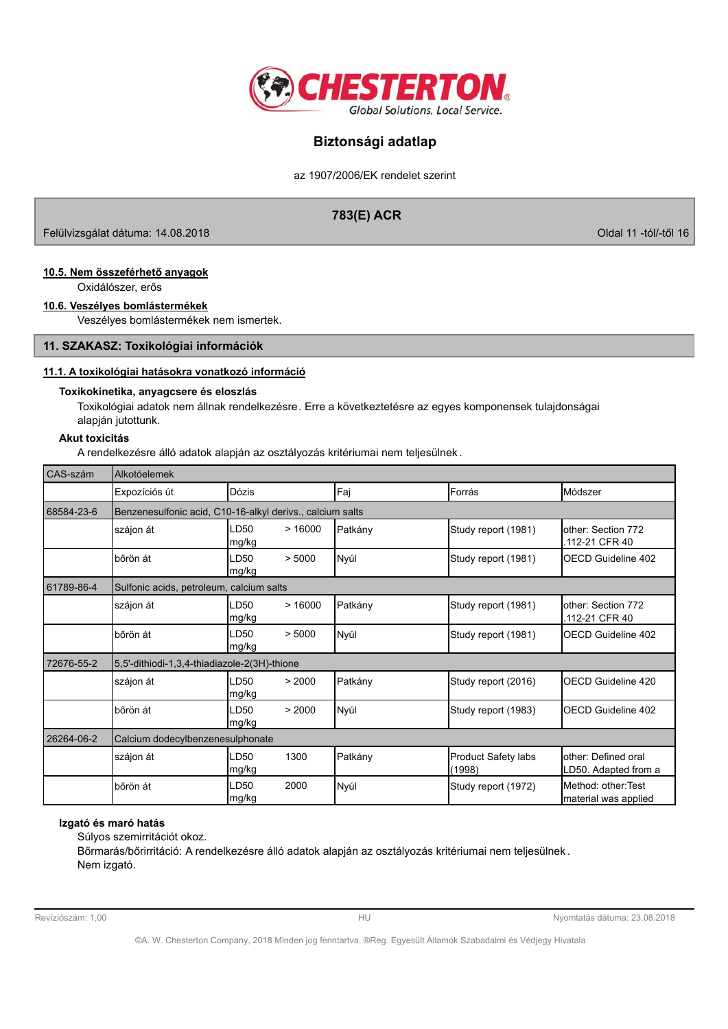### 10.5. Nem összeférhető anyagok

Oxidálószer, erős

### 10.6. Veszélyes bomlástermékek

Veszélyes bomlástermékek nem ismertek.

## 11. SZAKASZ: Toxikológiai információk

### 11.1. A toxikológiai hatásokra vonatkozó információ

**Toxikokinetika, anyagcsere és eloszlás**

Toxikológiai adatok nem állnak rendelkezésre. Erre a következtetésre az egyes komponensek tulajdonságai alapján jutottunk.

**Akut toxicitás**

A rendelkezésre álló adatok alapján az osztályozás kritériumai nem teljesülnek.

| CAS-szám | Alkotóelemek | | | | |
|---|---|---|---|---|---|
| | Expozíciós út | Dózis | Faj | Forrás | Módszer |
| 68584-23-6 | Benzenesulfonic acid, C10-16-alkyl derivs., calcium salts | | | | |
| | szájon át | LD50 > 16000 mg/kg | Patkány | Study report (1981) | other: Section 772 .112-21 CFR 40 |
| | bőrön át | LD50 > 5000 mg/kg | Nyúl | Study report (1981) | OECD Guideline 402 |
| 61789-86-4 | Sulfonic acids, petroleum, calcium salts | | | | |
| | szájon át | LD50 > 16000 mg/kg | Patkány | Study report (1981) | other: Section 772 .112-21 CFR 40 |
| | bőrön át | LD50 > 5000 mg/kg | Nyúl | Study report (1981) | OECD Guideline 402 |
| 72676-55-2 | 5,5'-dithiodi-1,3,4-thiadiazole-2(3H)-thione | | | | |
| | szájon át | LD50 > 2000 mg/kg | Patkány | Study report (2016) | OECD Guideline 420 |
| | bőrön át | LD50 > 2000 mg/kg | Nyúl | Study report (1983) | OECD Guideline 402 |
| 26264-06-2 | Calcium dodecylbenzenesulphonate | | | | |
| | szájon át | LD50 1300 mg/kg | Patkány | Product Safety labs (1998) | other: Defined oral LD50. Adapted from a |
| | bőrön át | LD50 2000 mg/kg | Nyúl | Study report (1972) | Method: other:Test material was applied |

**Izgató és maró hatás**

Súlyos szemirritációt okoz.

Bőrmarás/bőrirritáció: A rendelkezésre álló adatok alapján az osztályozás kritériumai nem teljesülnek.

Nem izgató.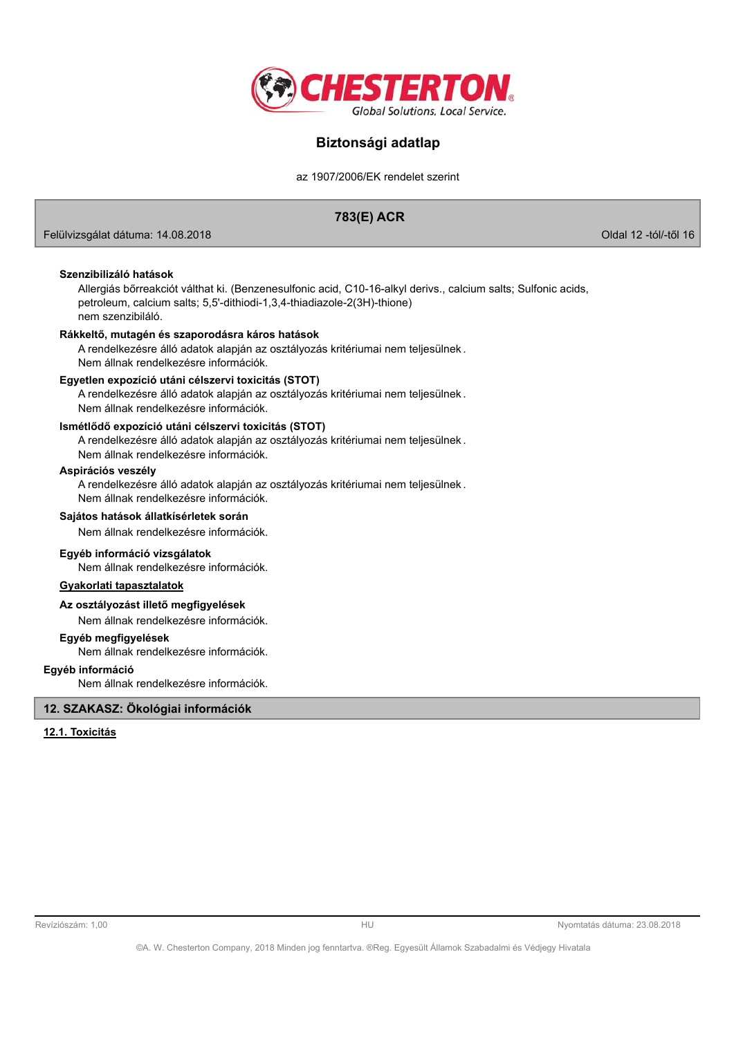**Szenzibilizáló hatások**

Allergiás bőrreakciót válthat ki. (Benzenesulfonic acid, C10-16-alkyl derivs., calcium salts; Sulfonic acids, petroleum, calcium salts; 5,5'-dithiodi-1,3,4-thiadiazole-2(3H)-thione)
nem szenzibiláló.

**Rákkeltő, mutagén és szaporodásra káros hatások**

A rendelkezésre álló adatok alapján az osztályozás kritériumai nem teljesülnek.
Nem állnak rendelkezésre információk.

**Egyetlen expozíció utáni célszervi toxicitás (STOT)**

A rendelkezésre álló adatok alapján az osztályozás kritériumai nem teljesülnek.
Nem állnak rendelkezésre információk.

**Ismétlődő expozíció utáni célszervi toxicitás (STOT)**

A rendelkezésre álló adatok alapján az osztályozás kritériumai nem teljesülnek.
Nem állnak rendelkezésre információk.

**Aspirációs veszély**

A rendelkezésre álló adatok alapján az osztályozás kritériumai nem teljesülnek.
Nem állnak rendelkezésre információk.

**Sajátos hatások állatkísérletek során**

Nem állnak rendelkezésre információk.

**Egyéb információ vizsgálatok**

Nem állnak rendelkezésre információk.

**Gyakorlati tapasztalatok**

**Az osztályozást illető megfigyelések**

Nem állnak rendelkezésre információk.

**Egyéb megfigyelések**

Nem állnak rendelkezésre információk.

**Egyéb információ**

Nem állnak rendelkezésre információk.

## 12. SZAKASZ: Ökológiai információk

### 12.1. Toxicitás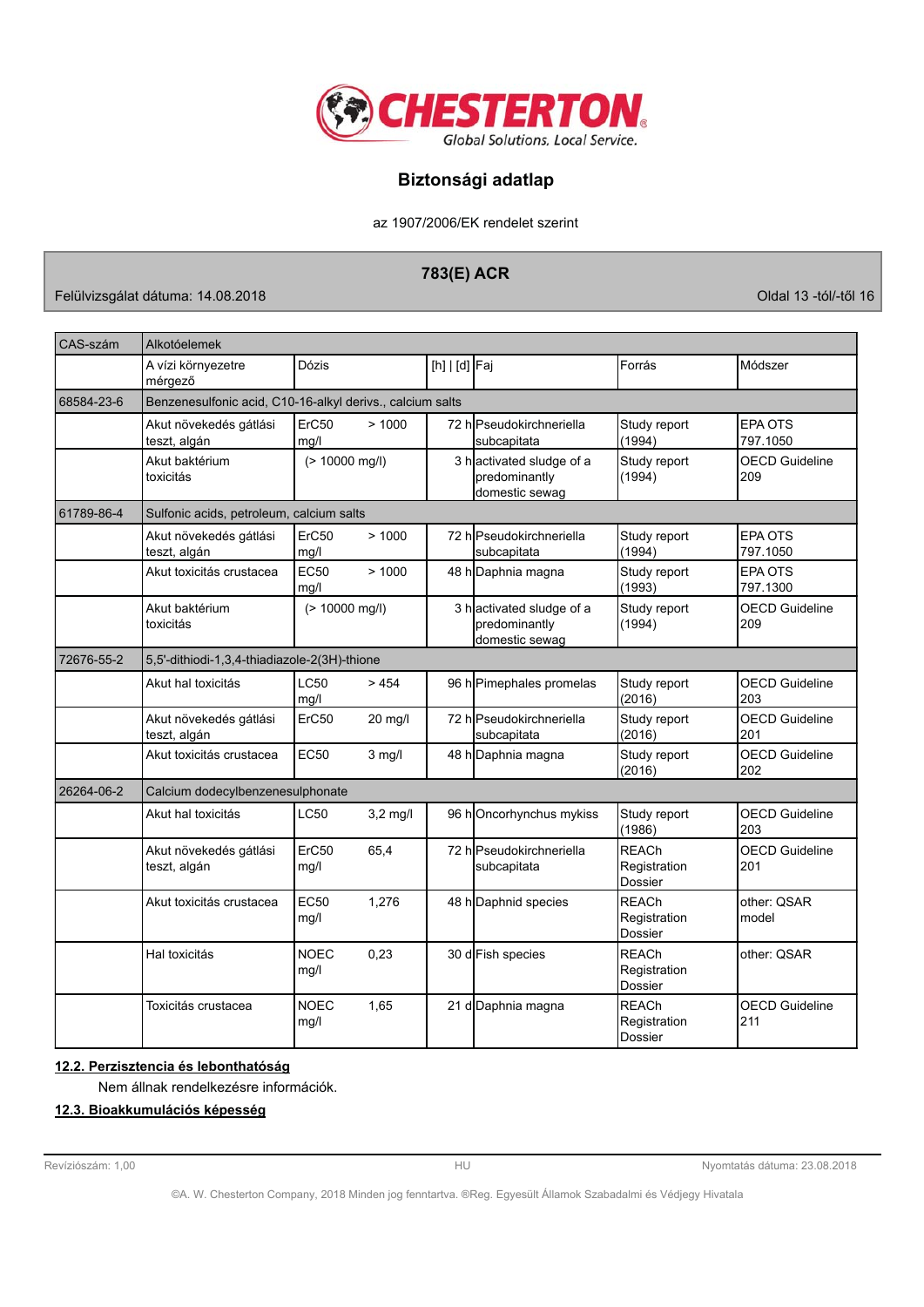| CAS-szám | Alkotóelemek | | | | | |
|---|---|---|---|---|---|---|
| | A vízi környezetre mérgező | Dózis | [h] \| [d] | Faj | Forrás | Módszer |
| 68584-23-6 | Benzenesulfonic acid, C10-16-alkyl derivs., calcium salts | | | | | |
| | Akut növekedés gátlási teszt, algán | ErC50 > 1000 mg/l | 72 h | Pseudokirchneriella subcapitata | Study report (1994) | EPA OTS 797.1050 |
| | Akut baktérium toxicitás | (> 10000 mg/l) | 3 h | activated sludge of a predominantly domestic sewag | Study report (1994) | OECD Guideline 209 |
| 61789-86-4 | Sulfonic acids, petroleum, calcium salts | | | | | |
| | Akut növekedés gátlási teszt, algán | ErC50 > 1000 mg/l | 72 h | Pseudokirchneriella subcapitata | Study report (1994) | EPA OTS 797.1050 |
| | Akut toxicitás crustacea | EC50 > 1000 mg/l | 48 h | Daphnia magna | Study report (1993) | EPA OTS 797.1300 |
| | Akut baktérium toxicitás | (> 10000 mg/l) | 3 h | activated sludge of a predominantly domestic sewag | Study report (1994) | OECD Guideline 209 |
| 72676-55-2 | 5,5'-dithiodi-1,3,4-thiadiazole-2(3H)-thione | | | | | |
| | Akut hal toxicitás | LC50 > 454 mg/l | 96 h | Pimephales promelas | Study report (2016) | OECD Guideline 203 |
| | Akut növekedés gátlási teszt, algán | ErC50 20 mg/l | 72 h | Pseudokirchneriella subcapitata | Study report (2016) | OECD Guideline 201 |
| | Akut toxicitás crustacea | EC50 3 mg/l | 48 h | Daphnia magna | Study report (2016) | OECD Guideline 202 |
| 26264-06-2 | Calcium dodecylbenzenesulphonate | | | | | |
| | Akut hal toxicitás | LC50 3,2 mg/l | 96 h | Oncorhynchus mykiss | Study report (1986) | OECD Guideline 203 |
| | Akut növekedés gátlási teszt, algán | ErC50 65,4 mg/l | 72 h | Pseudokirchneriella subcapitata | REACh Registration Dossier | OECD Guideline 201 |
| | Akut toxicitás crustacea | EC50 1,276 mg/l | 48 h | Daphnid species | REACh Registration Dossier | other: QSAR model |
| | Hal toxicitás | NOEC 0,23 mg/l | 30 d | Fish species | REACh Registration Dossier | other: QSAR |
| | Toxicitás crustacea | NOEC 1,65 mg/l | 21 d | Daphnia magna | REACh Registration Dossier | OECD Guideline 211 |

**12.2. Perzisztencia és lebonthatóság**

Nem állnak rendelkezésre információk.

**12.3. Bioakkumulációs képesség**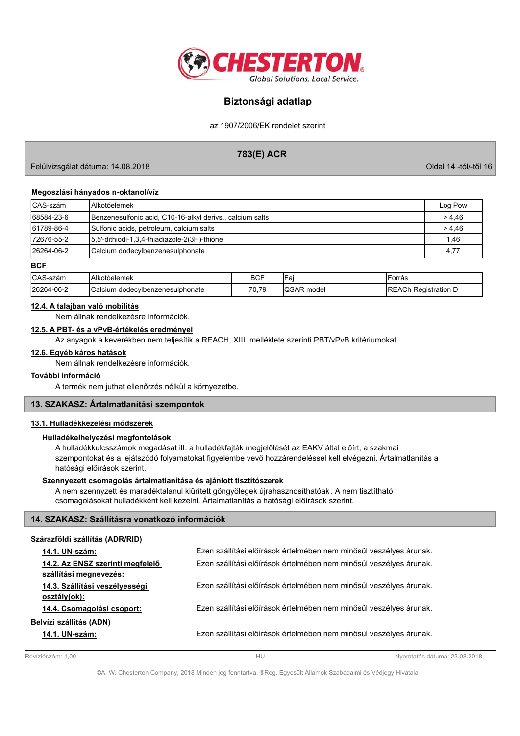**Megoszlási hányados n-oktanol/víz**

| CAS-szám | Alkotóelemek | Log Pow |
|---|---|---|
| 68584-23-6 | Benzenesulfonic acid, C10-16-alkyl derivs., calcium salts | > 4,46 |
| 61789-86-4 | Sulfonic acids, petroleum, calcium salts | > 4,46 |
| 72676-55-2 | 5,5'-dithiodi-1,3,4-thiadiazole-2(3H)-thione | 1,46 |
| 26264-06-2 | Calcium dodecylbenzenesulphonate | 4,77 |

**BCF**

| CAS-szám | Alkotóelemek | BCF | Faj | Forrás |
|---|---|---|---|---|
| 26264-06-2 | Calcium dodecylbenzenesulphonate | 70,79 | QSAR model | REACh Registration D |

**12.4. A talajban való mobilitás**

Nem állnak rendelkezésre információk.

**12.5. A PBT- és a vPvB-értékelés eredményei**

Az anyagok a keverékben nem teljesítik a REACH, XIII. melléklete szerinti PBT/vPvB kritériumokat.

**12.6. Egyéb káros hatások**

Nem állnak rendelkezésre információk.

**További információ**

A termék nem juthat ellenőrzés nélkül a környezetbe.

## 13. SZAKASZ: Ártalmatlanítási szempontok

**13.1. Hulladékkezelési módszerek**

**Hulladékelhelyezési megfontolások**

A hulladékkulcsszámok megadását ill. a hulladékfajták megjelölését az EAKV által előírt, a szakmai szempontokat és a lejátszódó folyamatokat figyelembe vevő hozzárendeléssel kell elvégezni. Ártalmatlanítás a hatósági előírások szerint.

**Szennyezett csomagolás ártalmatlanítása és ajánlott tisztítószerek**

A nem szennyezett és maradéktalanul kiürített göngyölegek újrahasznosíthatóak . A nem tisztítható csomagolásokat hulladékként kell kezelni. Ártalmatlanítás a hatósági előírások szerint.

## 14. SZAKASZ: Szállításra vonatkozó információk

**Szárazföldi szállítás (ADR/RID)**

**14.1. UN-szám:** Ezen szállítási előírások értelmében nem minősül veszélyes árunak.

**14.2. Az ENSZ szerinti megfelelő szállítási megnevezés:** Ezen szállítási előírások értelmében nem minősül veszélyes árunak.

**14.3. Szállítási veszélyességi osztály(ok):** Ezen szállítási előírások értelmében nem minősül veszélyes árunak.

**14.4. Csomagolási csoport:** Ezen szállítási előírások értelmében nem minősül veszélyes árunak.

**Belvízi szállítás (ADN)**

**14.1. UN-szám:** Ezen szállítási előírások értelmében nem minősül veszélyes árunak.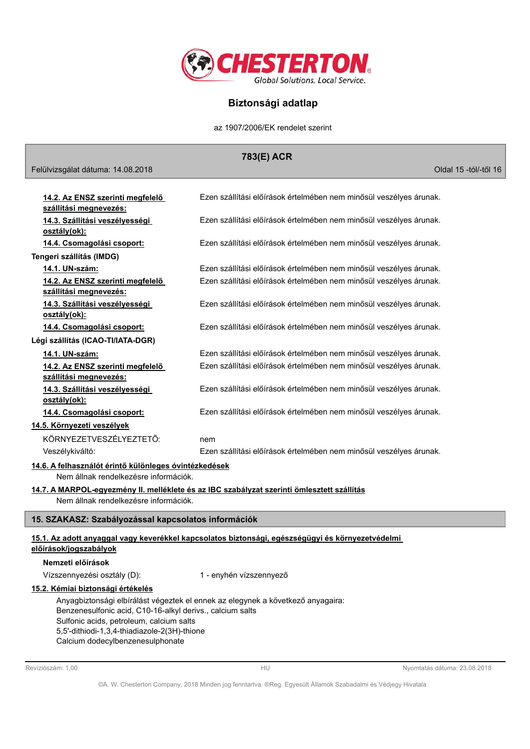**14.2. Az ENSZ szerinti megfelelő szállítási megnevezés:** Ezen szállítási előírások értelmében nem minősül veszélyes árunak.

**14.3. Szállítási veszélyességi osztály(ok):** Ezen szállítási előírások értelmében nem minősül veszélyes árunak.

**14.4. Csomagolási csoport:** Ezen szállítási előírások értelmében nem minősül veszélyes árunak.

**Tengeri szállítás (IMDG)**

**14.1. UN-szám:** Ezen szállítási előírások értelmében nem minősül veszélyes árunak.

**14.2. Az ENSZ szerinti megfelelő szállítási megnevezés:** Ezen szállítási előírások értelmében nem minősül veszélyes árunak.

**14.3. Szállítási veszélyességi osztály(ok):** Ezen szállítási előírások értelmében nem minősül veszélyes árunak.

**14.4. Csomagolási csoport:** Ezen szállítási előírások értelmében nem minősül veszélyes árunak.

**Légi szállítás (ICAO-TI/IATA-DGR)**

**14.1. UN-szám:** Ezen szállítási előírások értelmében nem minősül veszélyes árunak.

**14.2. Az ENSZ szerinti megfelelő szállítási megnevezés:** Ezen szállítási előírások értelmében nem minősül veszélyes árunak.

**14.3. Szállítási veszélyességi osztály(ok):** Ezen szállítási előírások értelmében nem minősül veszélyes árunak.

**14.4. Csomagolási csoport:** Ezen szállítási előírások értelmében nem minősül veszélyes árunak.

**14.5. Környezeti veszélyek**

KÖRNYEZETVESZÉLYEZTETŐ: nem

Veszélykiváltó: Ezen szállítási előírások értelmében nem minősül veszélyes árunak.

**14.6. A felhasználót érintő különleges óvintézkedések**

Nem állnak rendelkezésre információk.

**14.7. A MARPOL-egyezmény II. melléklete és az IBC szabályzat szerinti ömlesztett szállítás**

Nem állnak rendelkezésre információk.

## 15. SZAKASZ: Szabályozással kapcsolatos információk

**15.1. Az adott anyaggal vagy keverékkel kapcsolatos biztonsági, egészségügyi és környezetvédelmi előírások/jogszabályok**

**Nemzeti előírások**

Vízszennyezési osztály (D): 1 - enyhén vízszennyező

**15.2. Kémiai biztonsági értékelés**

Anyagbiztonsági elbírálást végeztek el ennek az elegynek a következő anyagaira:
Benzenesulfonic acid, C10-16-alkyl derivs., calcium salts
Sulfonic acids, petroleum, calcium salts
5,5'-dithiodi-1,3,4-thiadiazole-2(3H)-thione
Calcium dodecylbenzenesulphonate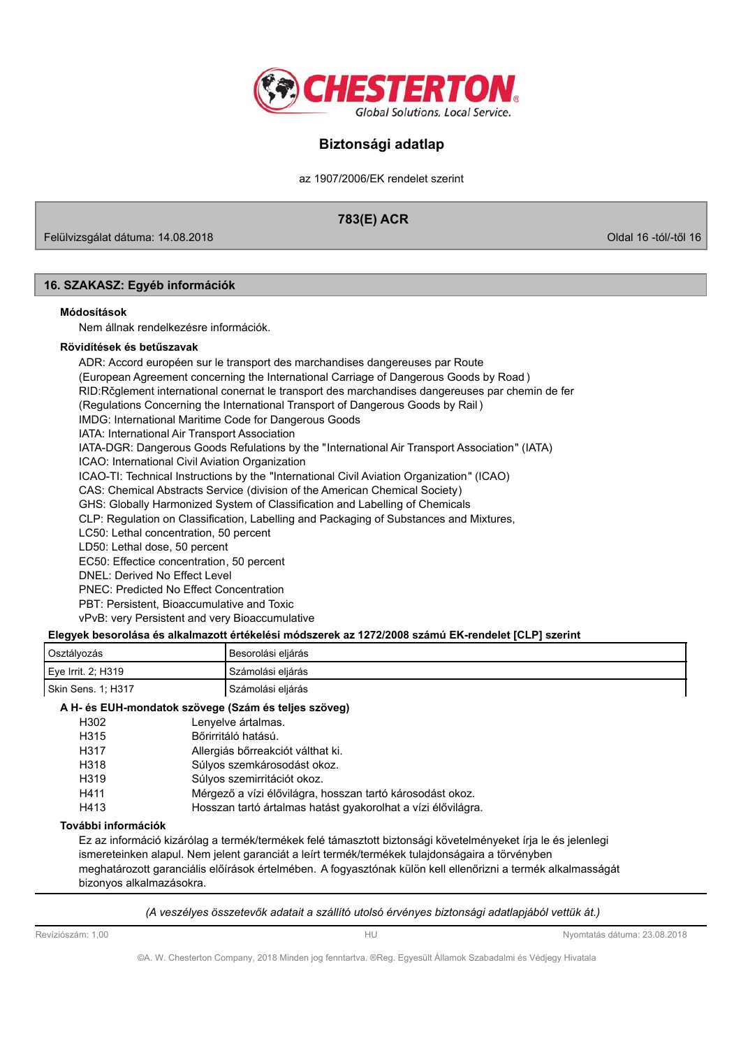## 16. SZAKASZ: Egyéb információk

**Módosítások**

Nem állnak rendelkezésre információk.

**Rövidítések és betűszavak**

ADR: Accord européen sur le transport des marchandises dangereuses par Route
(European Agreement concerning the International Carriage of Dangerous Goods by Road )
RID:Rčglement international conernat le transport des marchandises dangereuses par chemin de fer
(Regulations Concerning the International Transport of Dangerous Goods by Rail )
IMDG: International Maritime Code for Dangerous Goods
IATA: International Air Transport Association
IATA-DGR: Dangerous Goods Refulations by the "International Air Transport Association" (IATA)
ICAO: International Civil Aviation Organization
ICAO-TI: Technical Instructions by the "International Civil Aviation Organization" (ICAO)
CAS: Chemical Abstracts Service (division of the American Chemical Society)
GHS: Globally Harmonized System of Classification and Labelling of Chemicals
CLP: Regulation on Classification, Labelling and Packaging of Substances and Mixtures,
LC50: Lethal concentration, 50 percent
LD50: Lethal dose, 50 percent
EC50: Effectice concentration, 50 percent
DNEL: Derived No Effect Level
PNEC: Predicted No Effect Concentration
PBT: Persistent, Bioaccumulative and Toxic
vPvB: very Persistent and very Bioaccumulative

**Elegyek besorolása és alkalmazott értékelési módszerek az 1272/2008 számú EK-rendelet [CLP] szerint**

| Osztályozás | Besorolási eljárás |
|---|---|
| Eye Irrit. 2; H319 | Számolási eljárás |
| Skin Sens. 1; H317 | Számolási eljárás |

**A H- és EUH-mondatok szövege (Szám és teljes szöveg)**

| | |
|---|---|
| H302 | Lenyelve ártalmas. |
| H315 | Bőrirritáló hatású. |
| H317 | Allergiás bőrreakciót válthat ki. |
| H318 | Súlyos szemkárosodást okoz. |
| H319 | Súlyos szemirritációt okoz. |
| H411 | Mérgező a vízi élővilágra, hosszan tartó károsodást okoz. |
| H413 | Hosszan tartó ártalmas hatást gyakorolhat a vízi élővilágra. |

**További információk**

Ez az információ kizárólag a termék/termékek felé támasztott biztonsági követelményeket írja le és jelenlegi ismereteinken alapul. Nem jelent garanciát a leírt termék/termékek tulajdonságaira a törvényben meghatározott garanciális előírások értelmében. A fogyasztónak külön kell ellenőrizni a termék alkalmasságát bizonyos alkalmazásokra.

*(A veszélyes összetevők adatait a szállító utolsó érvényes biztonsági adatlapjából vettük át.)*